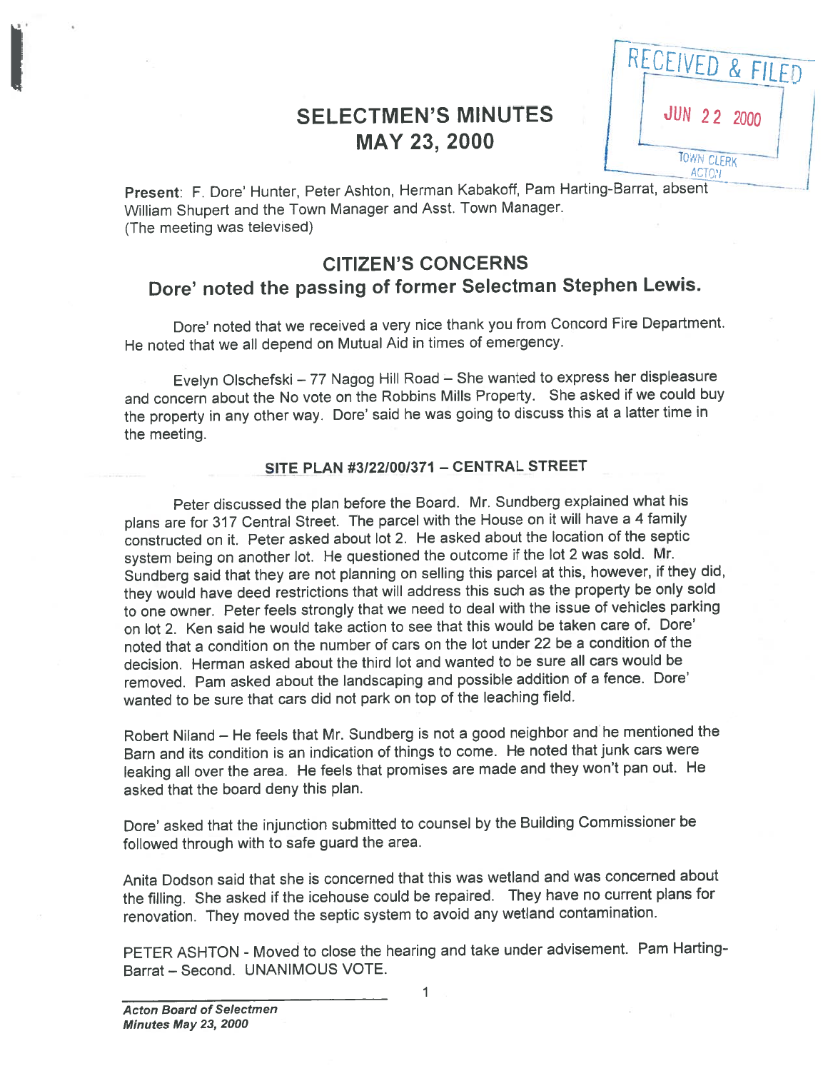# SELECTMEN'S MINUTES
# MAY 23, 2000

RECEIVED & FILED
JUN 22 2000
TOWN CLERK
ACTON

Present: F. Dore' Hunter, Peter Ashton, Herman Kabakoff, Pam Harting-Barrat, absent William Shupert and the Town Manager and Asst. Town Manager.
(The meeting was televised)

## CITIZEN'S CONCERNS

## Dore' noted the passing of former Selectman Stephen Lewis.

Dore' noted that we received a very nice thank you from Concord Fire Department. He noted that we all depend on Mutual Aid in times of emergency.

Evelyn Olschefski – 77 Nagog Hill Road – She wanted to express her displeasure and concern about the No vote on the Robbins Mills Property. She asked if we could buy the property in any other way. Dore' said he was going to discuss this at a latter time in the meeting.

### SITE PLAN #3/22/00/371 – CENTRAL STREET

Peter discussed the plan before the Board. Mr. Sundberg explained what his plans are for 317 Central Street. The parcel with the House on it will have a 4 family constructed on it. Peter asked about lot 2. He asked about the location of the septic system being on another lot. He questioned the outcome if the lot 2 was sold. Mr. Sundberg said that they are not planning on selling this parcel at this, however, if they did, they would have deed restrictions that will address this such as the property be only sold to one owner. Peter feels strongly that we need to deal with the issue of vehicles parking on lot 2. Ken said he would take action to see that this would be taken care of. Dore' noted that a condition on the number of cars on the lot under 22 be a condition of the decision. Herman asked about the third lot and wanted to be sure all cars would be removed. Pam asked about the landscaping and possible addition of a fence. Dore' wanted to be sure that cars did not park on top of the leaching field.

Robert Niland – He feels that Mr. Sundberg is not a good neighbor and he mentioned the Barn and its condition is an indication of things to come. He noted that junk cars were leaking all over the area. He feels that promises are made and they won't pan out. He asked that the board deny this plan.

Dore' asked that the injunction submitted to counsel by the Building Commissioner be followed through with to safe guard the area.

Anita Dodson said that she is concerned that this was wetland and was concerned about the filling. She asked if the icehouse could be repaired. They have no current plans for renovation. They moved the septic system to avoid any wetland contamination.

PETER ASHTON - Moved to close the hearing and take under advisement. Pam Harting-Barrat – Second. UNANIMOUS VOTE.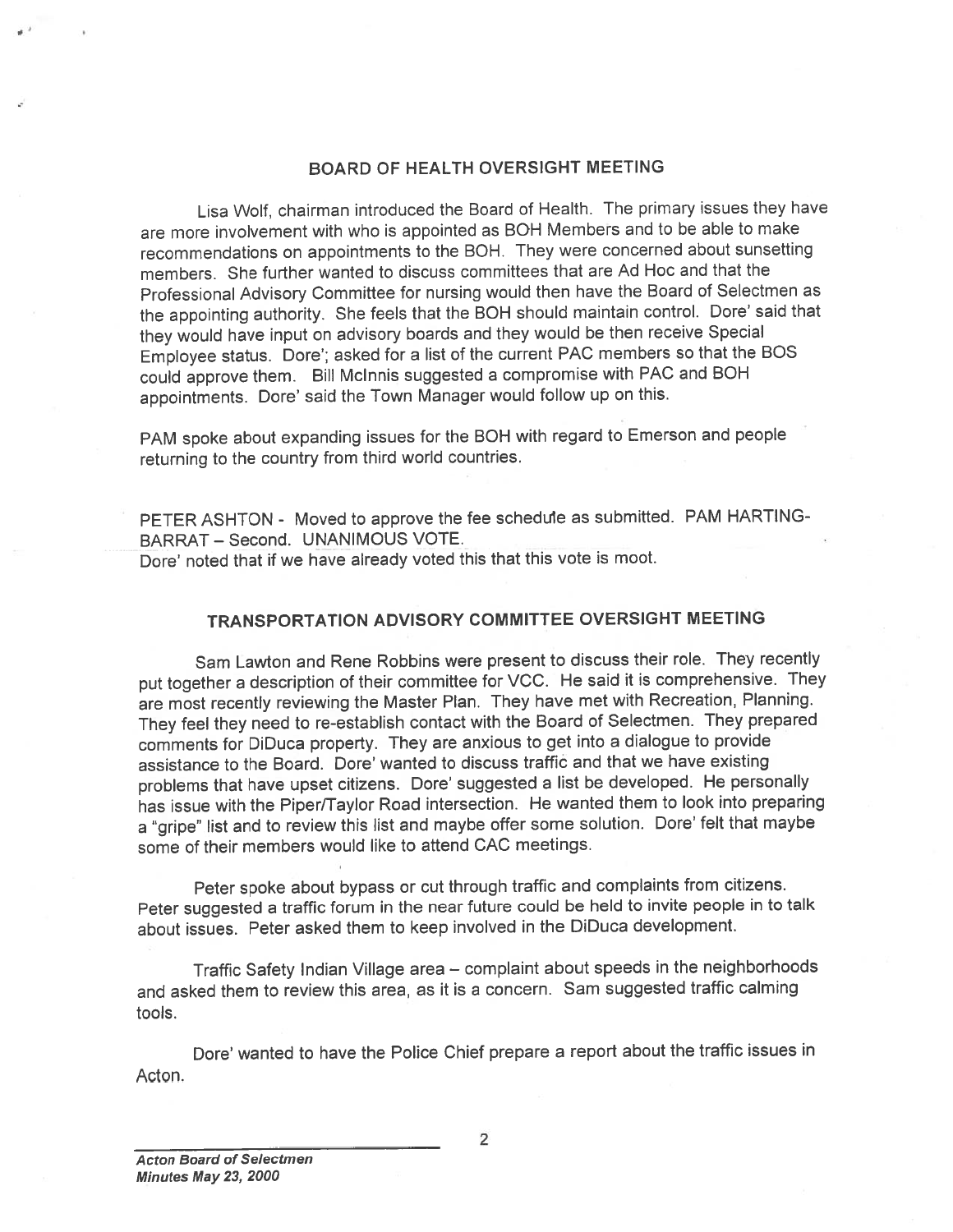## BOARD OF HEALTH OVERSIGHT MEETING

Lisa Wolf, chairman introduced the Board of Health. The primary issues they have are more involvement with who is appointed as BOH Members and to be able to make recommendations on appointments to the BOH. They were concerned about sunsetting members. She further wanted to discuss committees that are Ad Hoc and that the Professional Advisory Committee for nursing would then have the Board of Selectmen as the appointing authority. She feels that the BOH should maintain control. Dore' said that they would have input on advisory boards and they would be then receive Special Employee status. Dore'; asked for a list of the current PAC members so that the BOS could approve them. Bill McInnis suggested a compromise with PAC and BOH appointments. Dore' said the Town Manager would follow up on this.

PAM spoke about expanding issues for the BOH with regard to Emerson and people returning to the country from third world countries.

PETER ASHTON - Moved to approve the fee schedule as submitted. PAM HARTING-BARRAT – Second. UNANIMOUS VOTE.
Dore' noted that if we have already voted this that this vote is moot.

## TRANSPORTATION ADVISORY COMMITTEE OVERSIGHT MEETING

Sam Lawton and Rene Robbins were present to discuss their role. They recently put together a description of their committee for VCC. He said it is comprehensive. They are most recently reviewing the Master Plan. They have met with Recreation, Planning. They feel they need to re-establish contact with the Board of Selectmen. They prepared comments for DiDuca property. They are anxious to get into a dialogue to provide assistance to the Board. Dore' wanted to discuss traffic and that we have existing problems that have upset citizens. Dore' suggested a list be developed. He personally has issue with the Piper/Taylor Road intersection. He wanted them to look into preparing a "gripe" list and to review this list and maybe offer some solution. Dore' felt that maybe some of their members would like to attend CAC meetings.

Peter spoke about bypass or cut through traffic and complaints from citizens. Peter suggested a traffic forum in the near future could be held to invite people in to talk about issues. Peter asked them to keep involved in the DiDuca development.

Traffic Safety Indian Village area – complaint about speeds in the neighborhoods and asked them to review this area, as it is a concern. Sam suggested traffic calming tools.

Dore' wanted to have the Police Chief prepare a report about the traffic issues in Acton.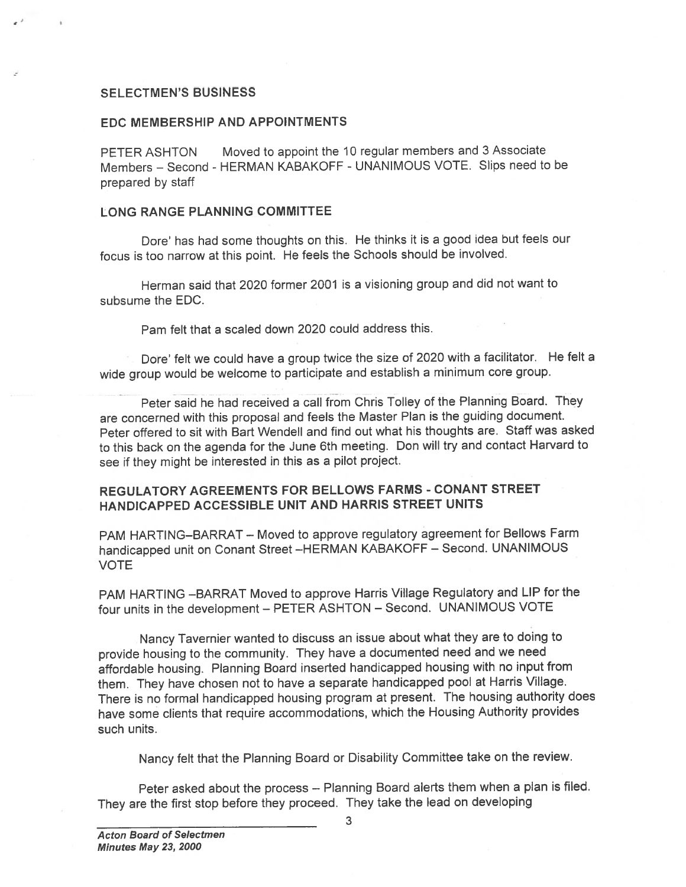## SELECTMEN'S BUSINESS

### EDC MEMBERSHIP AND APPOINTMENTS

PETER ASHTON Moved to appoint the 10 regular members and 3 Associate Members – Second - HERMAN KABAKOFF - UNANIMOUS VOTE. Slips need to be prepared by staff

### LONG RANGE PLANNING COMMITTEE

Dore' has had some thoughts on this. He thinks it is a good idea but feels our focus is too narrow at this point. He feels the Schools should be involved.

Herman said that 2020 former 2001 is a visioning group and did not want to subsume the EDC.

Pam felt that a scaled down 2020 could address this.

Dore' felt we could have a group twice the size of 2020 with a facilitator. He felt a wide group would be welcome to participate and establish a minimum core group.

Peter said he had received a call from Chris Tolley of the Planning Board. They are concerned with this proposal and feels the Master Plan is the guiding document. Peter offered to sit with Bart Wendell and find out what his thoughts are. Staff was asked to this back on the agenda for the June 6th meeting. Don will try and contact Harvard to see if they might be interested in this as a pilot project.

### REGULATORY AGREEMENTS FOR BELLOWS FARMS - CONANT STREET HANDICAPPED ACCESSIBLE UNIT AND HARRIS STREET UNITS

PAM HARTING–BARRAT – Moved to approve regulatory agreement for Bellows Farm handicapped unit on Conant Street –HERMAN KABAKOFF – Second. UNANIMOUS VOTE

PAM HARTING –BARRAT Moved to approve Harris Village Regulatory and LIP for the four units in the development – PETER ASHTON – Second. UNANIMOUS VOTE

Nancy Tavernier wanted to discuss an issue about what they are to doing to provide housing to the community. They have a documented need and we need affordable housing. Planning Board inserted handicapped housing with no input from them. They have chosen not to have a separate handicapped pool at Harris Village. There is no formal handicapped housing program at present. The housing authority does have some clients that require accommodations, which the Housing Authority provides such units.

Nancy felt that the Planning Board or Disability Committee take on the review.

Peter asked about the process – Planning Board alerts them when a plan is filed. They are the first stop before they proceed. They take the lead on developing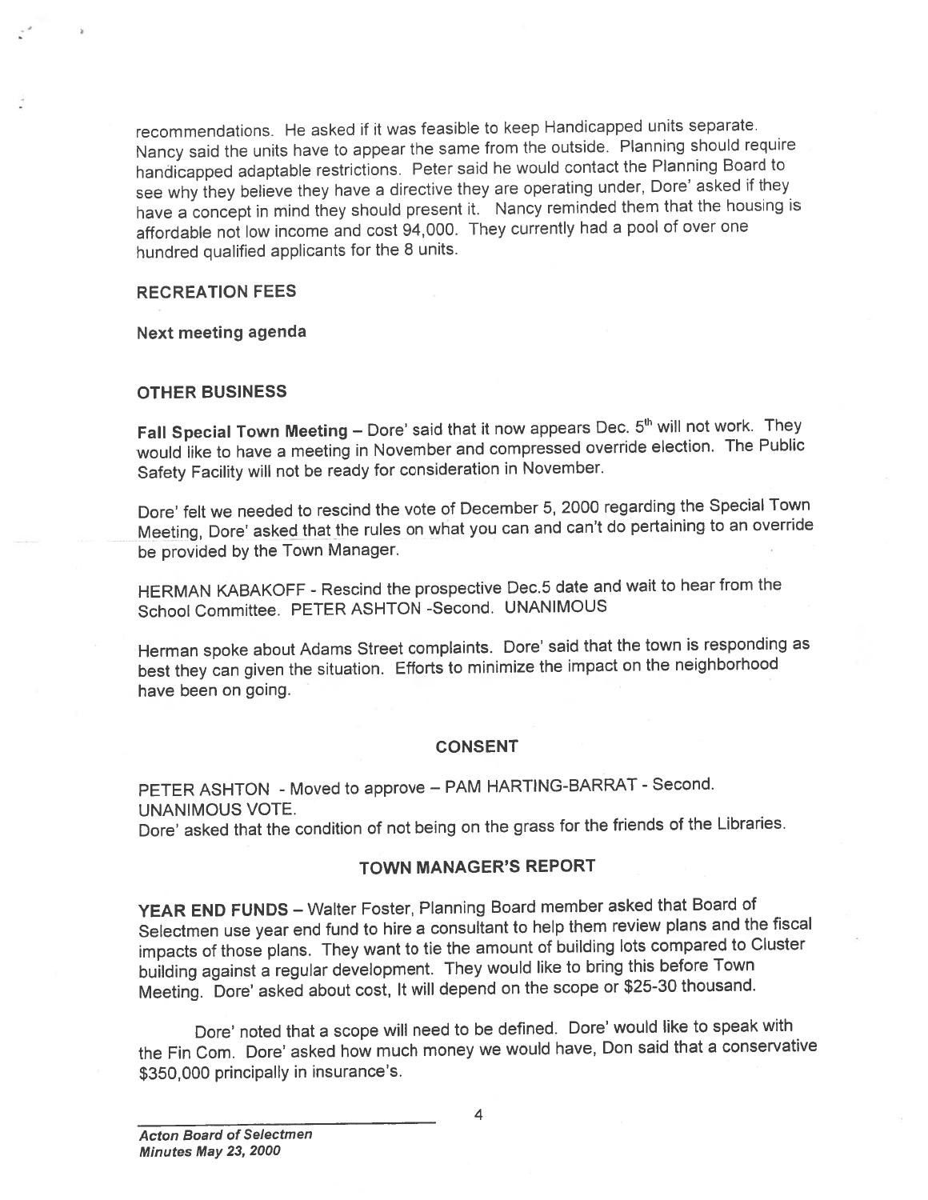recommendations. He asked if it was feasible to keep Handicapped units separate. Nancy said the units have to appear the same from the outside. Planning should require handicapped adaptable restrictions. Peter said he would contact the Planning Board to see why they believe they have a directive they are operating under, Dore' asked if they have a concept in mind they should present it. Nancy reminded them that the housing is affordable not low income and cost 94,000. They currently had a pool of over one hundred qualified applicants for the 8 units.

### RECREATION FEES

**Next meeting agenda**

### OTHER BUSINESS

**Fall Special Town Meeting** – Dore' said that it now appears Dec. 5th will not work. They would like to have a meeting in November and compressed override election. The Public Safety Facility will not be ready for consideration in November.

Dore' felt we needed to rescind the vote of December 5, 2000 regarding the Special Town Meeting, Dore' asked that the rules on what you can and can't do pertaining to an override be provided by the Town Manager.

HERMAN KABAKOFF - Rescind the prospective Dec.5 date and wait to hear from the School Committee. PETER ASHTON -Second. UNANIMOUS

Herman spoke about Adams Street complaints. Dore' said that the town is responding as best they can given the situation. Efforts to minimize the impact on the neighborhood have been on going.

## CONSENT

PETER ASHTON - Moved to approve – PAM HARTING-BARRAT - Second. UNANIMOUS VOTE.
Dore' asked that the condition of not being on the grass for the friends of the Libraries.

## TOWN MANAGER'S REPORT

**YEAR END FUNDS** – Walter Foster, Planning Board member asked that Board of Selectmen use year end fund to hire a consultant to help them review plans and the fiscal impacts of those plans. They want to tie the amount of building lots compared to Cluster building against a regular development. They would like to bring this before Town Meeting. Dore' asked about cost, It will depend on the scope or $25-30 thousand.

Dore' noted that a scope will need to be defined. Dore' would like to speak with the Fin Com. Dore' asked how much money we would have, Don said that a conservative $350,000 principally in insurance's.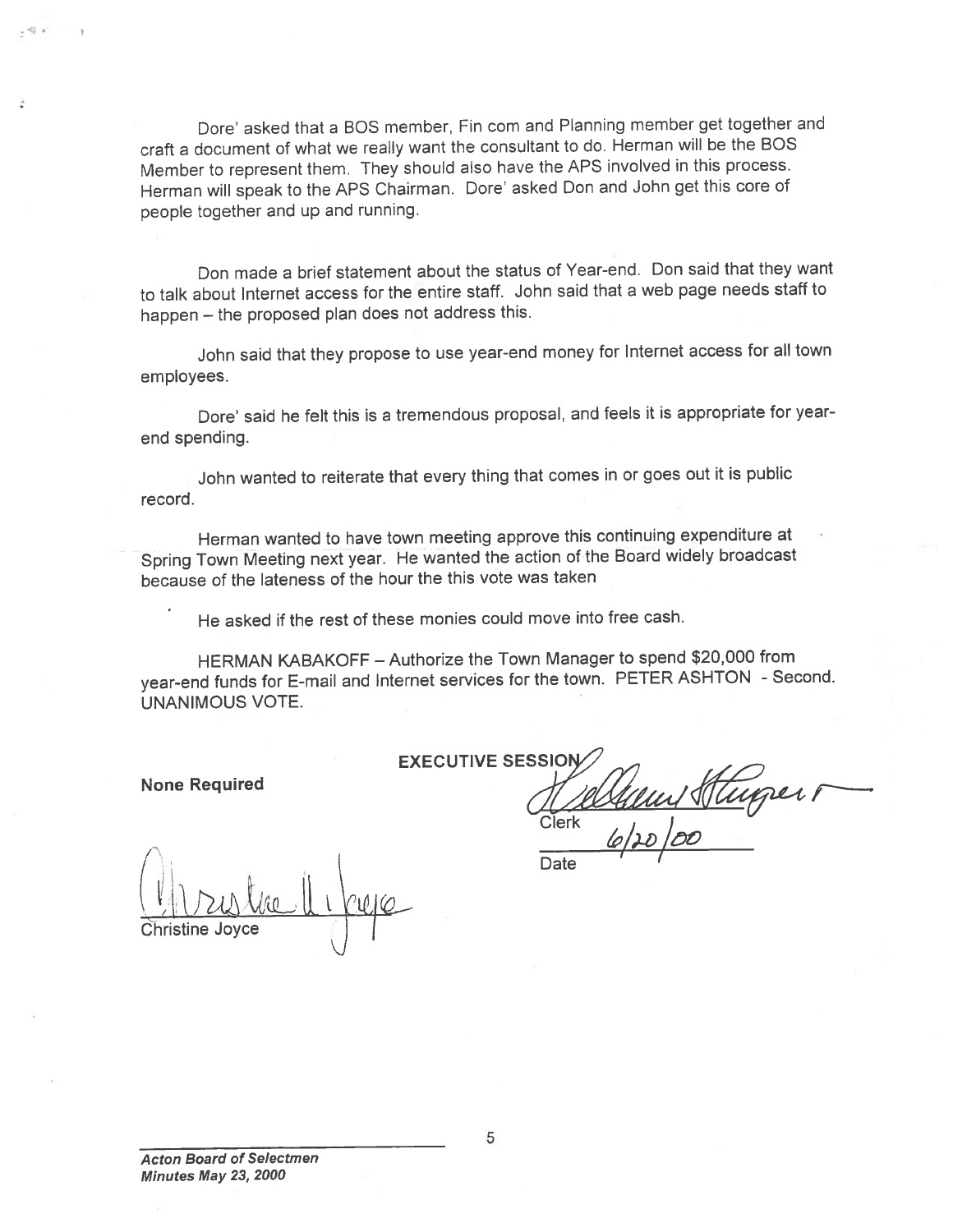Dore' asked that a BOS member, Fin com and Planning member get together and craft a document of what we really want the consultant to do. Herman will be the BOS Member to represent them. They should also have the APS involved in this process. Herman will speak to the APS Chairman. Dore' asked Don and John get this core of people together and up and running.

Don made a brief statement about the status of Year-end. Don said that they want to talk about Internet access for the entire staff. John said that a web page needs staff to happen – the proposed plan does not address this.

John said that they propose to use year-end money for Internet access for all town employees.

Dore' said he felt this is a tremendous proposal, and feels it is appropriate for year-end spending.

John wanted to reiterate that every thing that comes in or goes out it is public record.

Herman wanted to have town meeting approve this continuing expenditure at Spring Town Meeting next year. He wanted the action of the Board widely broadcast because of the lateness of the hour the this vote was taken

He asked if the rest of these monies could move into free cash.

HERMAN KABAKOFF – Authorize the Town Manager to spend $20,000 from year-end funds for E-mail and Internet services for the town. PETER ASHTON - Second. UNANIMOUS VOTE.

**EXECUTIVE SESSION**

**None Required**

Clerk

6/20/00

Date

Christine Joyce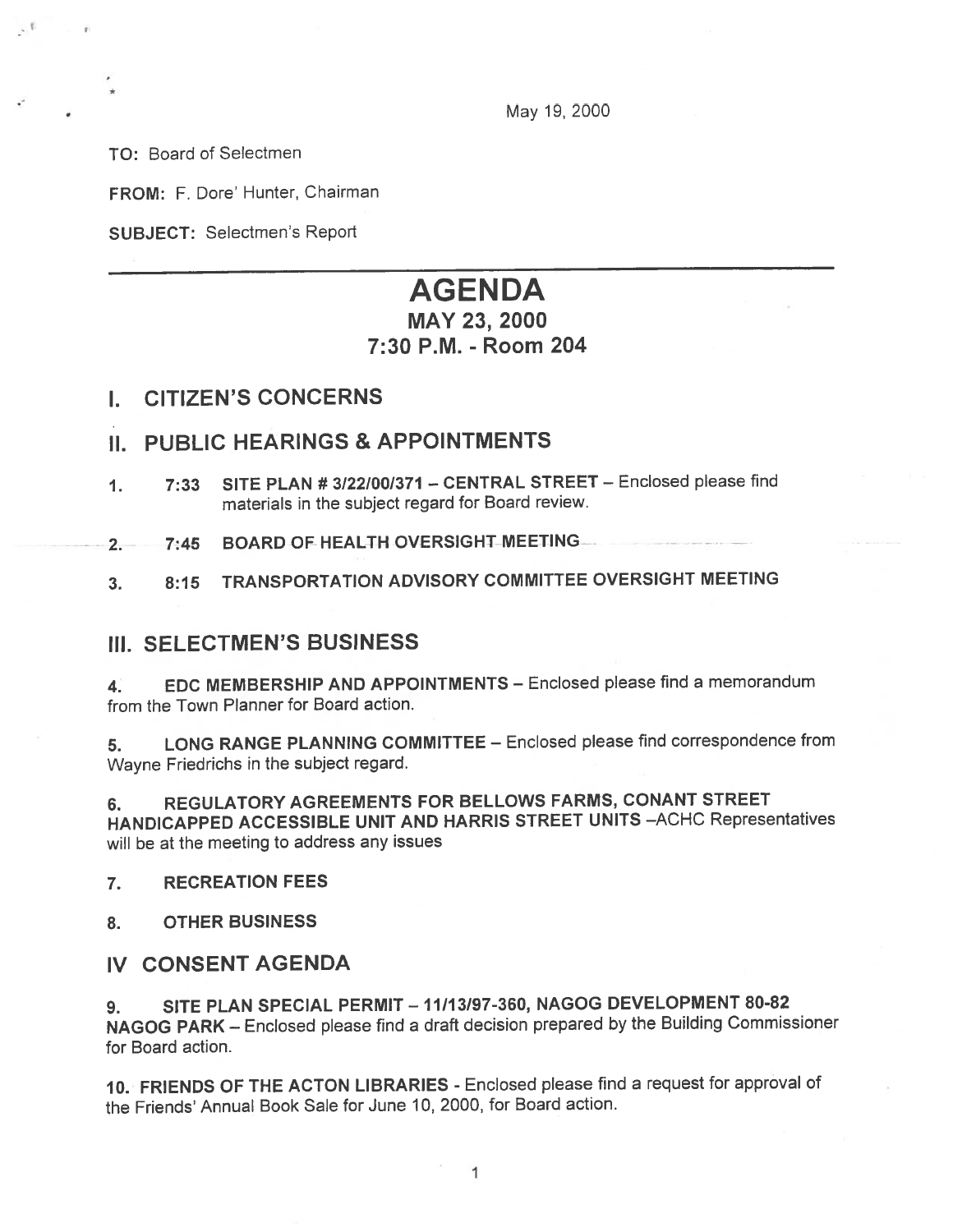May 19, 2000

**TO:** Board of Selectmen

**FROM:** F. Dore' Hunter, Chairman

**SUBJECT:** Selectmen's Report

---

# AGENDA

## MAY 23, 2000
## 7:30 P.M. - Room 204

## I. CITIZEN'S CONCERNS

## II. PUBLIC HEARINGS & APPOINTMENTS

1. **7:33 SITE PLAN # 3/22/00/371 – CENTRAL STREET** – Enclosed please find materials in the subject regard for Board review.

2. **7:45 BOARD OF HEALTH OVERSIGHT MEETING**

3. **8:15 TRANSPORTATION ADVISORY COMMITTEE OVERSIGHT MEETING**

## III. SELECTMEN'S BUSINESS

4. **EDC MEMBERSHIP AND APPOINTMENTS** – Enclosed please find a memorandum from the Town Planner for Board action.

5. **LONG RANGE PLANNING COMMITTEE** – Enclosed please find correspondence from Wayne Friedrichs in the subject regard.

6. **REGULATORY AGREEMENTS FOR BELLOWS FARMS, CONANT STREET HANDICAPPED ACCESSIBLE UNIT AND HARRIS STREET UNITS** –ACHC Representatives will be at the meeting to address any issues

7. **RECREATION FEES**

8. **OTHER BUSINESS**

## IV CONSENT AGENDA

9. **SITE PLAN SPECIAL PERMIT – 11/13/97-360, NAGOG DEVELOPMENT 80-82 NAGOG PARK** – Enclosed please find a draft decision prepared by the Building Commissioner for Board action.

10. **FRIENDS OF THE ACTON LIBRARIES** - Enclosed please find a request for approval of the Friends' Annual Book Sale for June 10, 2000, for Board action.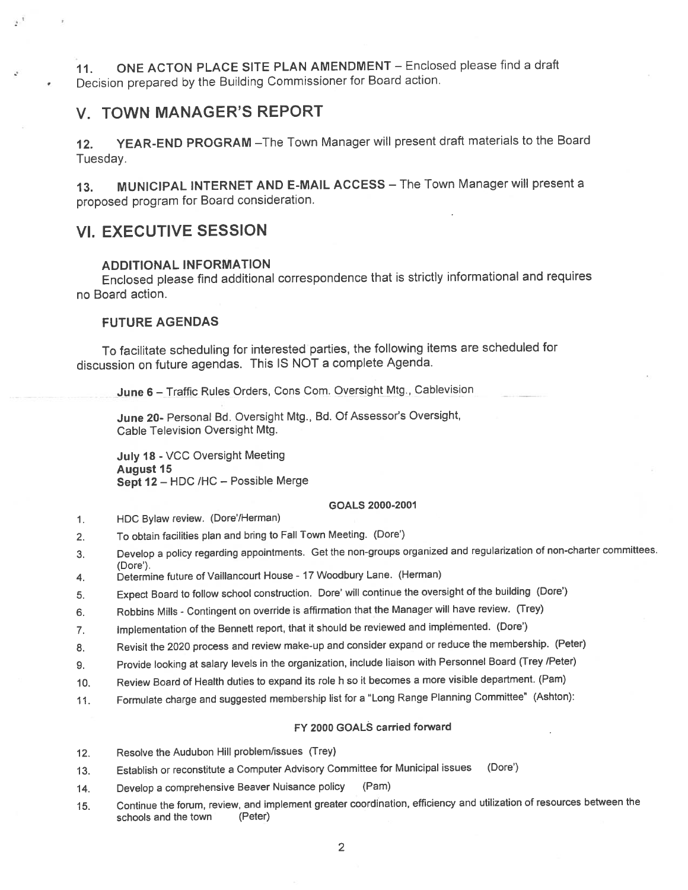11. **ONE ACTON PLACE SITE PLAN AMENDMENT** – Enclosed please find a draft Decision prepared by the Building Commissioner for Board action.

## V. TOWN MANAGER'S REPORT

12. **YEAR-END PROGRAM** –The Town Manager will present draft materials to the Board Tuesday.

13. **MUNICIPAL INTERNET AND E-MAIL ACCESS** – The Town Manager will present a proposed program for Board consideration.

## VI. EXECUTIVE SESSION

### ADDITIONAL INFORMATION

Enclosed please find additional correspondence that is strictly informational and requires no Board action.

### FUTURE AGENDAS

To facilitate scheduling for interested parties, the following items are scheduled for discussion on future agendas. This IS NOT a complete Agenda.

**June 6** – Traffic Rules Orders, Cons Com. Oversight Mtg., Cablevision

**June 20**- Personal Bd. Oversight Mtg., Bd. Of Assessor's Oversight, Cable Television Oversight Mtg.

**July 18** - VCC Oversight Meeting
**August 15**
**Sept 12** – HDC /HC – Possible Merge

#### GOALS 2000-2001

1. HDC Bylaw review. (Dore'/Herman)
2. To obtain facilities plan and bring to Fall Town Meeting. (Dore')
3. Develop a policy regarding appointments. Get the non-groups organized and regularization of non-charter committees. (Dore').
4. Determine future of Vaillancourt House - 17 Woodbury Lane. (Herman)
5. Expect Board to follow school construction. Dore' will continue the oversight of the building (Dore')
6. Robbins Mills - Contingent on override is affirmation that the Manager will have review. (Trey)
7. Implementation of the Bennett report, that it should be reviewed and implemented. (Dore')
8. Revisit the 2020 process and review make-up and consider expand or reduce the membership. (Peter)
9. Provide looking at salary levels in the organization, include liaison with Personnel Board (Trey /Peter)
10. Review Board of Health duties to expand its role h so it becomes a more visible department. (Pam)
11. Formulate charge and suggested membership list for a "Long Range Planning Committee" (Ashton):

#### FY 2000 GOALS carried forward

12. Resolve the Audubon Hill problem/issues (Trey)
13. Establish or reconstitute a Computer Advisory Committee for Municipal issues (Dore')
14. Develop a comprehensive Beaver Nuisance policy (Pam)
15. Continue the forum, review, and implement greater coordination, efficiency and utilization of resources between the schools and the town (Peter)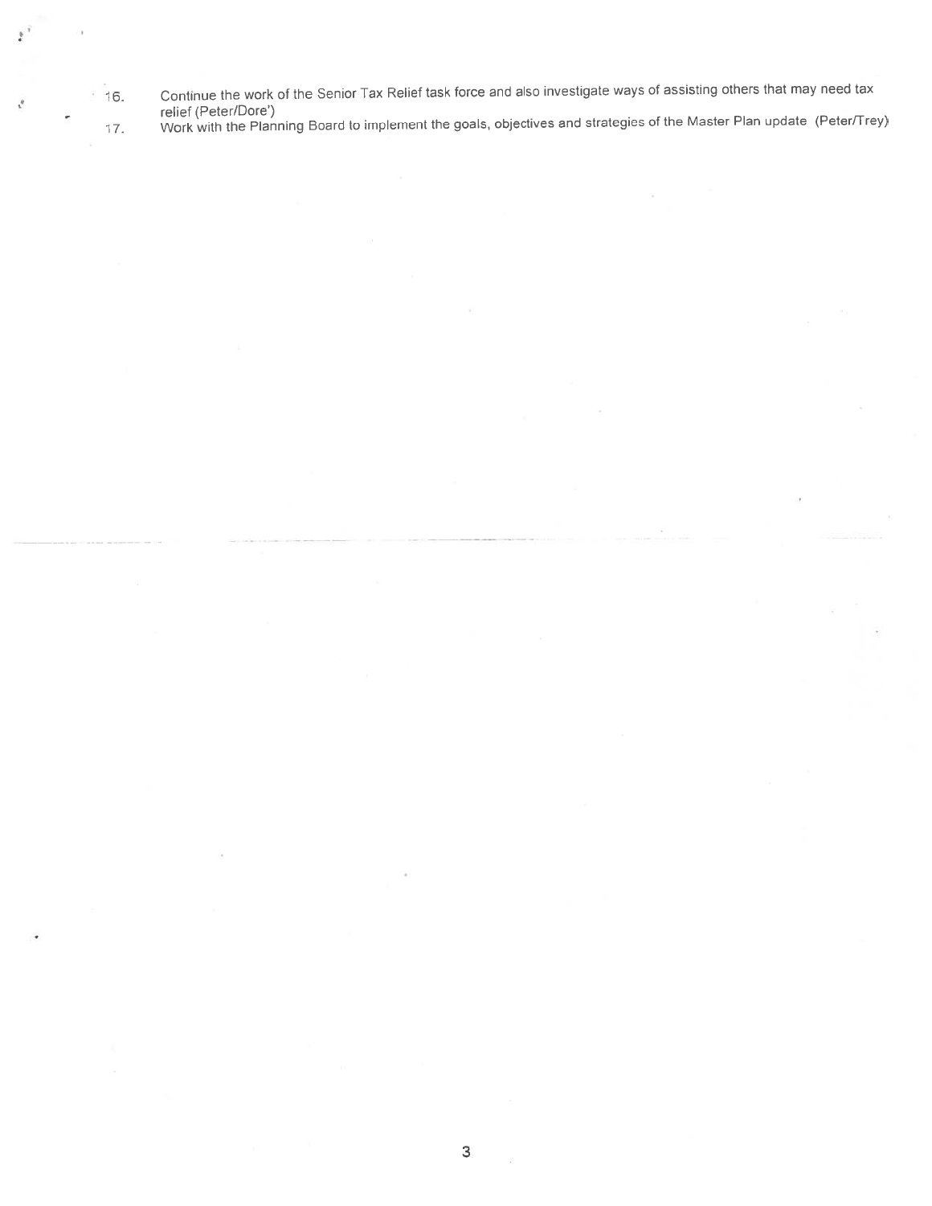16. Continue the work of the Senior Tax Relief task force and also investigate ways of assisting others that may need tax relief (Peter/Dore')
17. Work with the Planning Board to implement the goals, objectives and strategies of the Master Plan update (Peter/Trey)